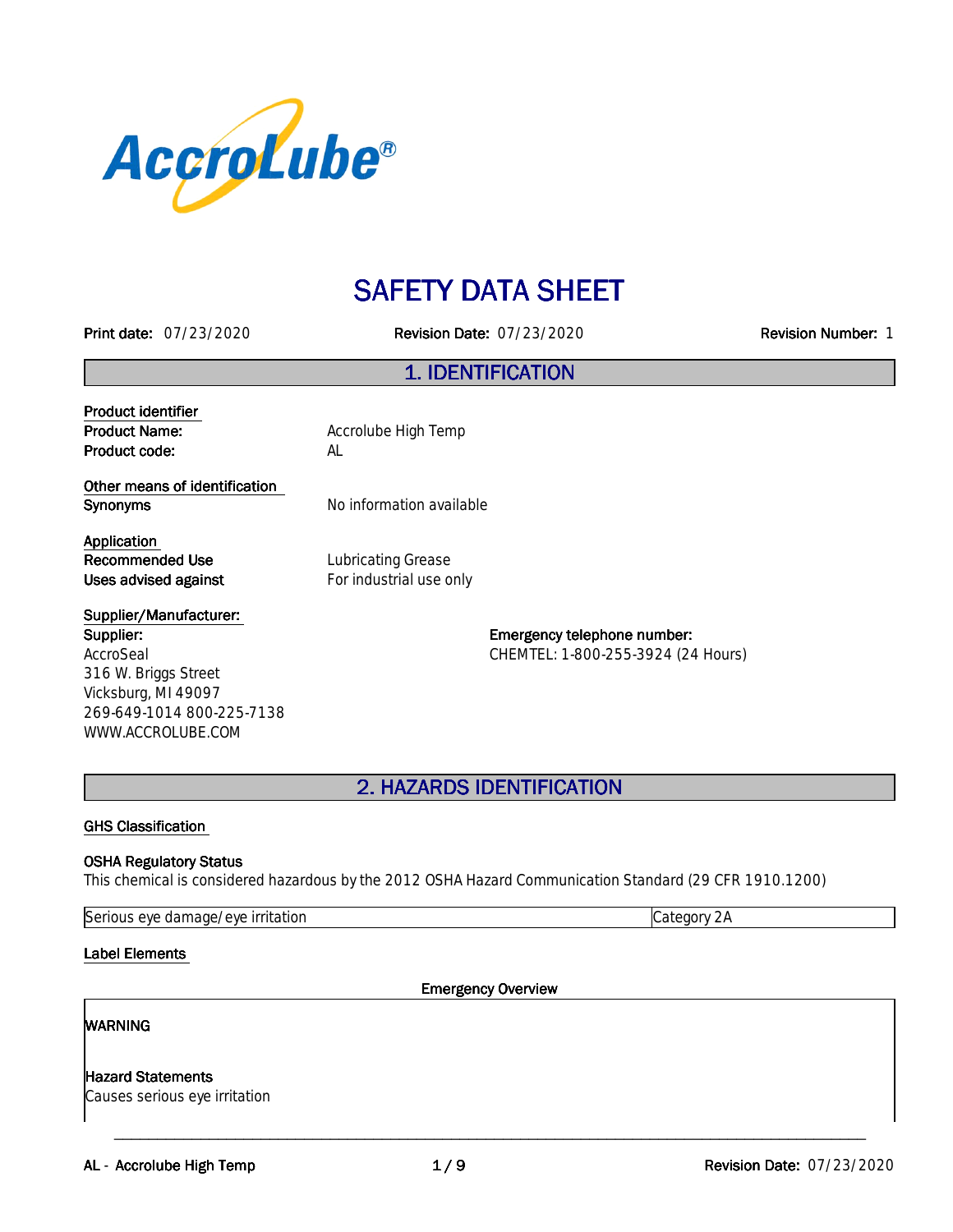AccroLube®

# SAFETY DATA SHEET

**Print date:** 07/23/2020 **Revision Date:** 07/23/2020 **Revision Number:** 1

## 1. IDENTIFICATION

**Product identifier**

**Product Name:** Accrolube High Temp

**Product code:** AL

**Other means of identification**

**Synonyms** No information available

**Application**

**Recommended Use** Lubricating Grease

**Uses advised against** For industrial use only

**Supplier/Manufacturer:**

**Supplier:**
AccroSeal
316 W. Briggs Street
Vicksburg, MI 49097
269-649-1014 800-225-7138
WWW.ACCROLUBE.COM

**Emergency telephone number:**
CHEMTEL: 1-800-255-3924 (24 Hours)

## 2. HAZARDS IDENTIFICATION

**GHS Classification**

**OSHA Regulatory Status**
This chemical is considered hazardous by the 2012 OSHA Hazard Communication Standard (29 CFR 1910.1200)

| Serious eye damage/eye irritation | Category 2A |
|---|---|

**Label Elements**

**Emergency Overview**

**WARNING**

**Hazard Statements**
Causes serious eye irritation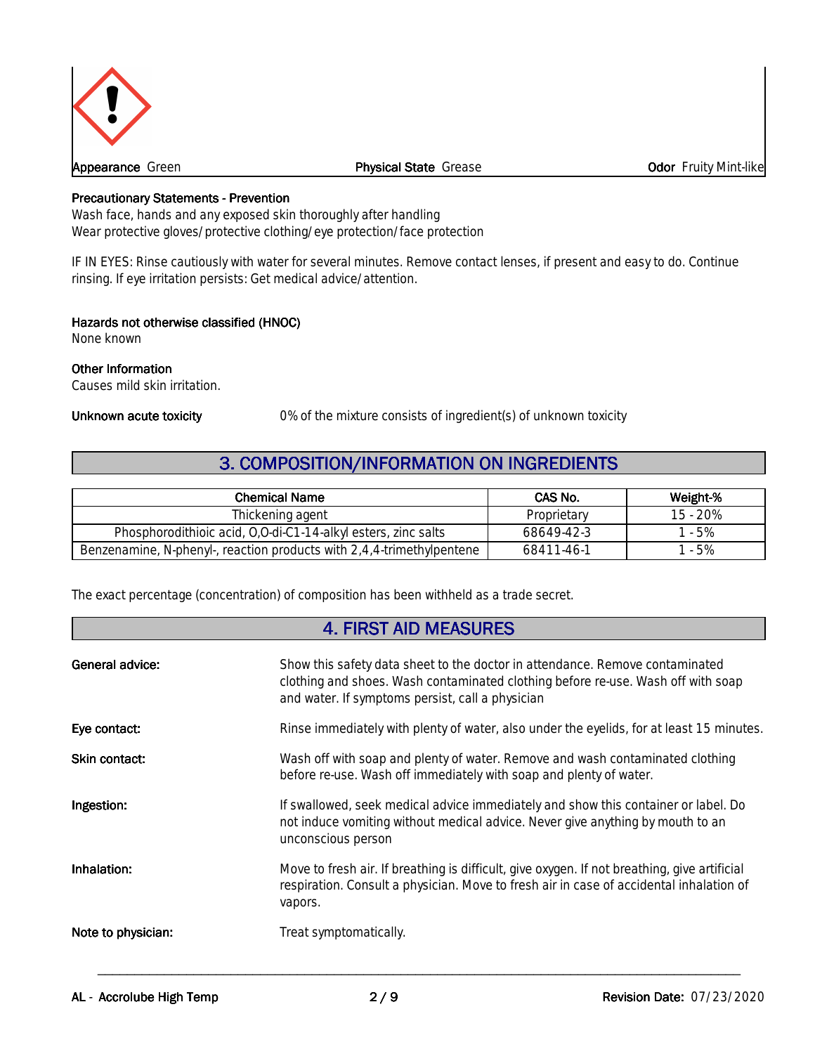**Appearance** Green **Physical State** Grease **Odor** Fruity Mint-like

**Precautionary Statements - Prevention**
Wash face, hands and any exposed skin thoroughly after handling
Wear protective gloves/protective clothing/eye protection/face protection

IF IN EYES: Rinse cautiously with water for several minutes. Remove contact lenses, if present and easy to do. Continue rinsing. If eye irritation persists: Get medical advice/attention.

**Hazards not otherwise classified (HNOC)**
None known

**Other Information**
Causes mild skin irritation.

**Unknown acute toxicity** 0% of the mixture consists of ingredient(s) of unknown toxicity

## 3. COMPOSITION/INFORMATION ON INGREDIENTS

| Chemical Name | CAS No. | Weight-% |
|---|---|---|
| Thickening agent | Proprietary | 15 - 20% |
| Phosphorodithioic acid, O,O-di-C1-14-alkyl esters, zinc salts | 68649-42-3 | 1 - 5% |
| Benzenamine, N-phenyl-, reaction products with 2,4,4-trimethylpentene | 68411-46-1 | 1 - 5% |

The exact percentage (concentration) of composition has been withheld as a trade secret.

## 4. FIRST AID MEASURES

**General advice:** Show this safety data sheet to the doctor in attendance. Remove contaminated clothing and shoes. Wash contaminated clothing before re-use. Wash off with soap and water. If symptoms persist, call a physician

**Eye contact:** Rinse immediately with plenty of water, also under the eyelids, for at least 15 minutes.

**Skin contact:** Wash off with soap and plenty of water. Remove and wash contaminated clothing before re-use. Wash off immediately with soap and plenty of water.

**Ingestion:** If swallowed, seek medical advice immediately and show this container or label. Do not induce vomiting without medical advice. Never give anything by mouth to an unconscious person

**Inhalation:** Move to fresh air. If breathing is difficult, give oxygen. If not breathing, give artificial respiration. Consult a physician. Move to fresh air in case of accidental inhalation of vapors.

**Note to physician:** Treat symptomatically.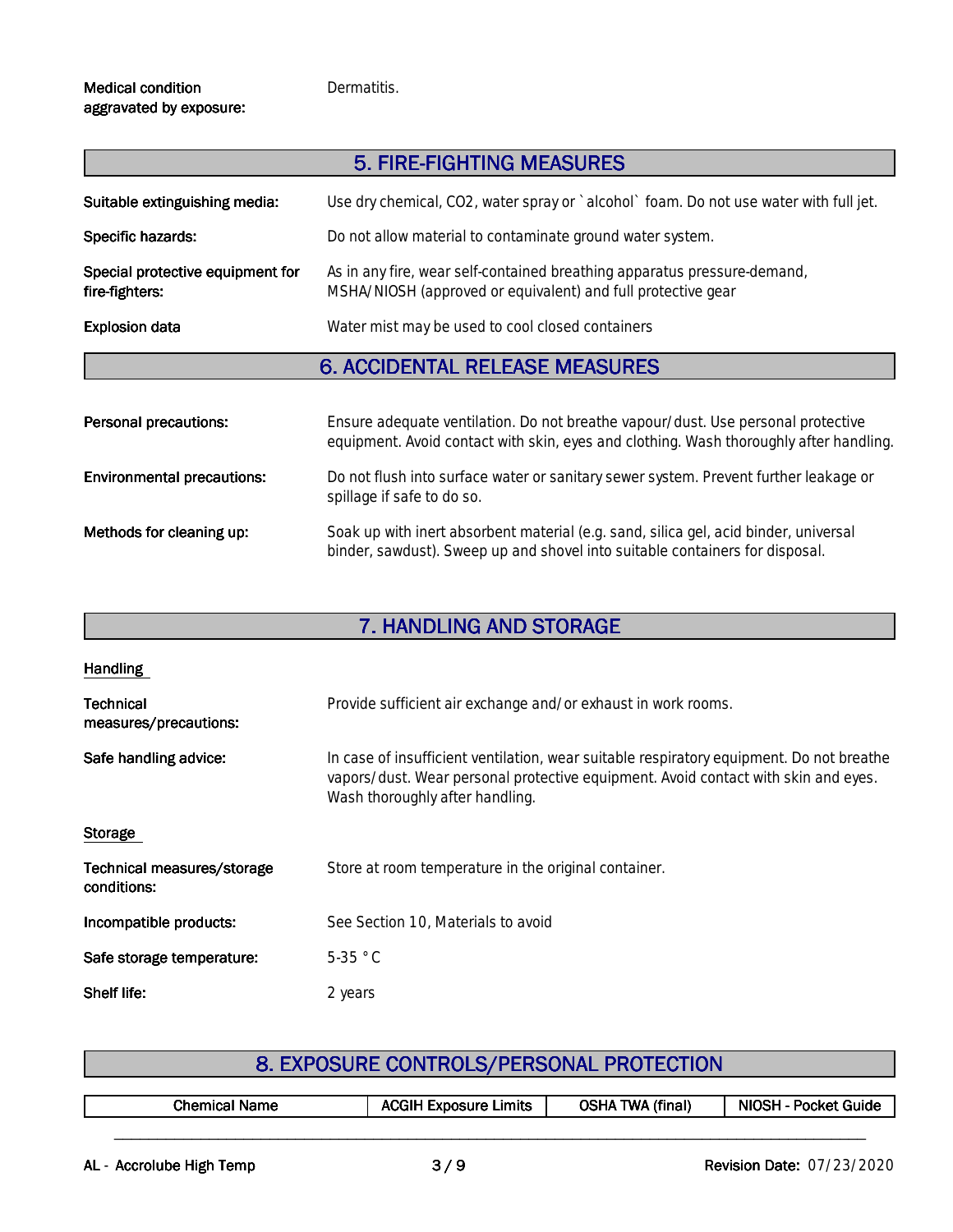**Medical condition aggravated by exposure:** Dermatitis.

## 5. FIRE-FIGHTING MEASURES

**Suitable extinguishing media:** Use dry chemical, $CO_2$, water spray or `alcohol` foam. Do not use water with full jet.

**Specific hazards:** Do not allow material to contaminate ground water system.

**Special protective equipment for fire-fighters:** As in any fire, wear self-contained breathing apparatus pressure-demand, MSHA/NIOSH (approved or equivalent) and full protective gear

**Explosion data** Water mist may be used to cool closed containers

## 6. ACCIDENTAL RELEASE MEASURES

**Personal precautions:** Ensure adequate ventilation. Do not breathe vapour/dust. Use personal protective equipment. Avoid contact with skin, eyes and clothing. Wash thoroughly after handling.

**Environmental precautions:** Do not flush into surface water or sanitary sewer system. Prevent further leakage or spillage if safe to do so.

**Methods for cleaning up:** Soak up with inert absorbent material (e.g. sand, silica gel, acid binder, universal binder, sawdust). Sweep up and shovel into suitable containers for disposal.

## 7. HANDLING AND STORAGE

### Handling

**Technical measures/precautions:** Provide sufficient air exchange and/or exhaust in work rooms.

**Safe handling advice:** In case of insufficient ventilation, wear suitable respiratory equipment. Do not breathe vapors/dust. Wear personal protective equipment. Avoid contact with skin and eyes. Wash thoroughly after handling.

### Storage

**Technical measures/storage conditions:** Store at room temperature in the original container.

**Incompatible products:** See Section 10, Materials to avoid

**Safe storage temperature:** 5-35 °C

**Shelf life:** 2 years

## 8. EXPOSURE CONTROLS/PERSONAL PROTECTION

| Chemical Name | ACGIH Exposure Limits | OSHA TWA (final) | NIOSH - Pocket Guide |
|---|---|---|---|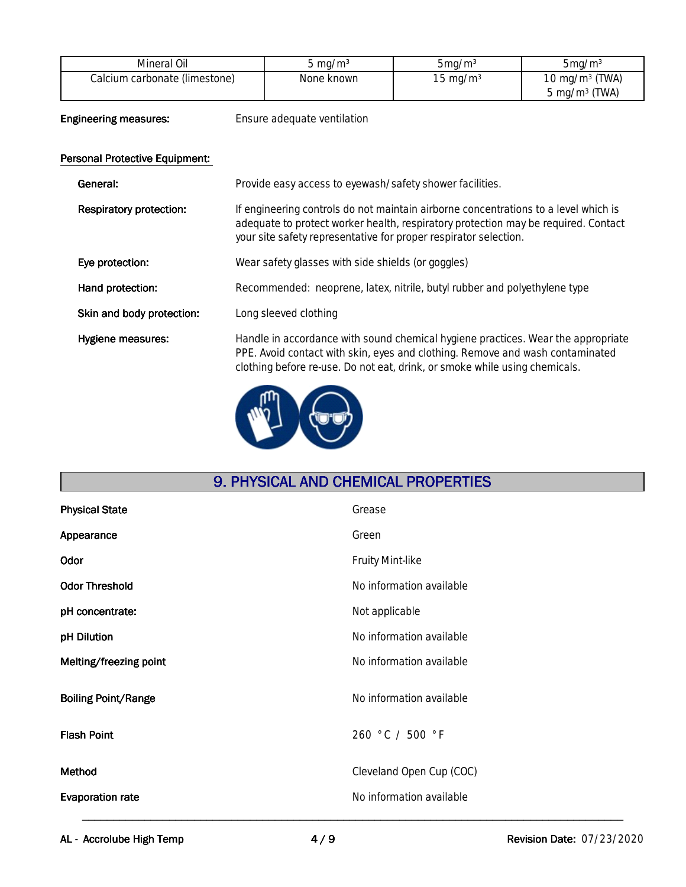| Mineral Oil | 5 mg/m³ | 5mg/m³ | 5mg/m³ |
|---|---|---|---|
| Calcium carbonate (limestone) | None known | 15 mg/m³ | 10 mg/m³ (TWA)<br>5 mg/m³ (TWA) |

**Engineering measures:** Ensure adequate ventilation

**Personal Protective Equipment:**

**General:** Provide easy access to eyewash/safety shower facilities.

**Respiratory protection:** If engineering controls do not maintain airborne concentrations to a level which is adequate to protect worker health, respiratory protection may be required. Contact your site safety representative for proper respirator selection.

**Eye protection:** Wear safety glasses with side shields (or goggles)

**Hand protection:** Recommended: neoprene, latex, nitrile, butyl rubber and polyethylene type

**Skin and body protection:** Long sleeved clothing

**Hygiene measures:** Handle in accordance with sound chemical hygiene practices. Wear the appropriate PPE. Avoid contact with skin, eyes and clothing. Remove and wash contaminated clothing before re-use. Do not eat, drink, or smoke while using chemicals.

## 9. PHYSICAL AND CHEMICAL PROPERTIES

| Property | Value |
|---|---|
| Physical State | Grease |
| Appearance | Green |
| Odor | Fruity Mint-like |
| Odor Threshold | No information available |
| pH concentrate: | Not applicable |
| pH Dilution | No information available |
| Melting/freezing point | No information available |
| Boiling Point/Range | No information available |
| Flash Point | 260 °C / 500 °F |
| Method | Cleveland Open Cup (COC) |
| Evaporation rate | No information available |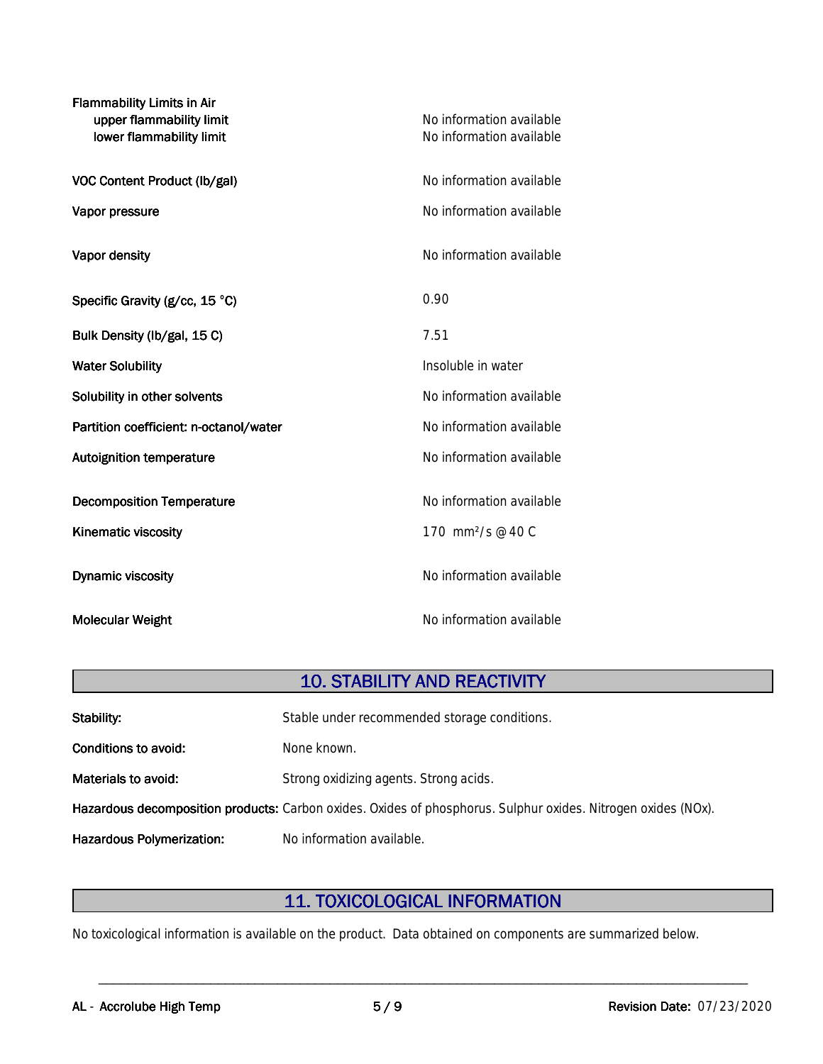| Property | Value |
|---|---|
| **Flammability Limits in Air** | |
| upper flammability limit | No information available |
| lower flammability limit | No information available |
| **VOC Content Product (lb/gal)** | No information available |
| **Vapor pressure** | No information available |
| **Vapor density** | No information available |
| **Specific Gravity (g/cc, 15 °C)** | 0.90 |
| **Bulk Density (lb/gal, 15 C)** | 7.51 |
| **Water Solubility** | Insoluble in water |
| **Solubility in other solvents** | No information available |
| **Partition coefficient: n-octanol/water** | No information available |
| **Autoignition temperature** | No information available |
| **Decomposition Temperature** | No information available |
| **Kinematic viscosity** | 170 $mm^2/s$ @ 40 C |
| **Dynamic viscosity** | No information available |
| **Molecular Weight** | No information available |

## 10. STABILITY AND REACTIVITY

**Stability:** Stable under recommended storage conditions.

**Conditions to avoid:** None known.

**Materials to avoid:** Strong oxidizing agents. Strong acids.

**Hazardous decomposition products:** Carbon oxides. Oxides of phosphorus. Sulphur oxides. Nitrogen oxides (NOx).

**Hazardous Polymerization:** No information available.

## 11. TOXICOLOGICAL INFORMATION

No toxicological information is available on the product. Data obtained on components are summarized below.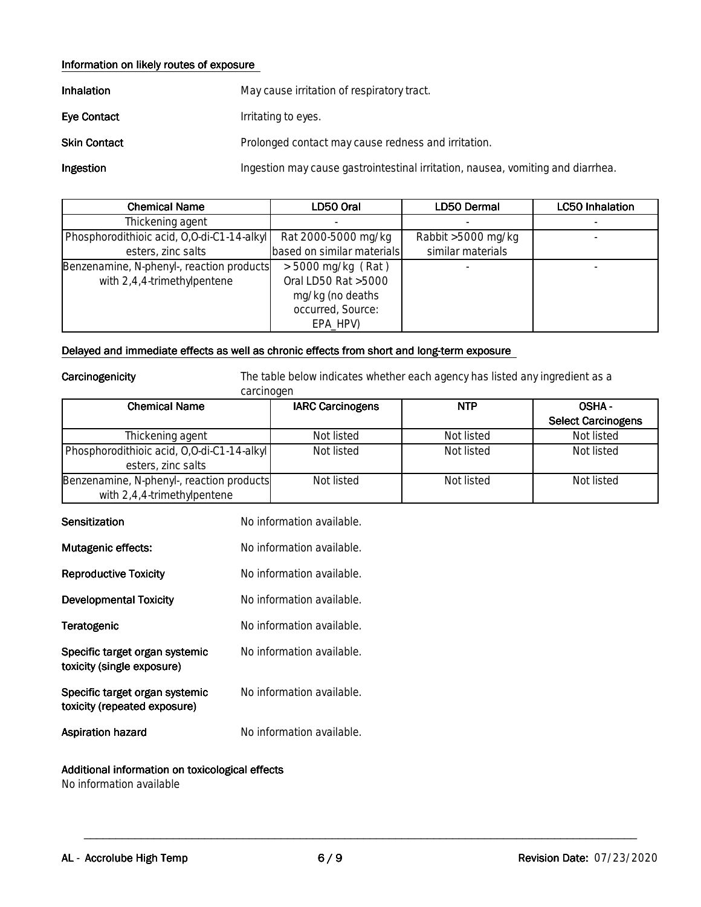#### Information on likely routes of exposure

**Inhalation** May cause irritation of respiratory tract.

**Eye Contact** Irritating to eyes.

**Skin Contact** Prolonged contact may cause redness and irritation.

**Ingestion** Ingestion may cause gastrointestinal irritation, nausea, vomiting and diarrhea.

| Chemical Name | LD50 Oral | LD50 Dermal | LC50 Inhalation |
|---|---|---|---|
| Thickening agent | - | - | - |
| Phosphorodithioic acid, O,O-di-C1-14-alkyl esters, zinc salts | Rat 2000-5000 mg/kg based on similar materials | Rabbit >5000 mg/kg similar materials | - |
| Benzenamine, N-phenyl-, reaction products with 2,4,4-trimethylpentene | > 5000 mg/kg ( Rat ) Oral LD50 Rat >5000 mg/kg (no deaths occurred, Source: EPA_HPV) | - | - |

#### Delayed and immediate effects as well as chronic effects from short and long-term exposure

**Carcinogenicity** The table below indicates whether each agency has listed any ingredient as a carcinogen

| Chemical Name | IARC Carcinogens | NTP | OSHA - Select Carcinogens |
|---|---|---|---|
| Thickening agent | Not listed | Not listed | Not listed |
| Phosphorodithioic acid, O,O-di-C1-14-alkyl esters, zinc salts | Not listed | Not listed | Not listed |
| Benzenamine, N-phenyl-, reaction products with 2,4,4-trimethylpentene | Not listed | Not listed | Not listed |

**Sensitization** No information available.

**Mutagenic effects:** No information available.

**Reproductive Toxicity** No information available.

**Developmental Toxicity** No information available.

**Teratogenic** No information available.

**Specific target organ systemic toxicity (single exposure)** No information available.

**Specific target organ systemic toxicity (repeated exposure)** No information available.

**Aspiration hazard** No information available.

#### Additional information on toxicological effects

No information available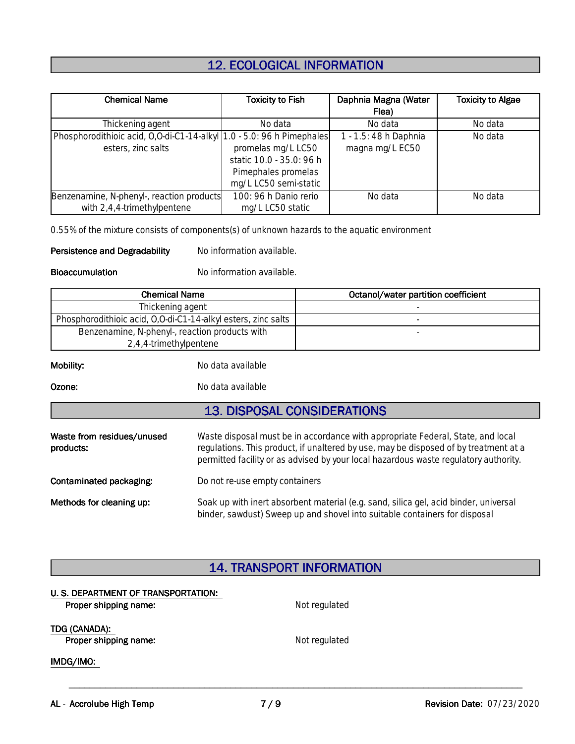## 12. ECOLOGICAL INFORMATION

| Chemical Name | Toxicity to Fish | Daphnia Magna (Water Flea) | Toxicity to Algae |
|---|---|---|---|
| Thickening agent | No data | No data | No data |
| Phosphorodithioic acid, O,O-di-C1-14-alkyl esters, zinc salts | 1.0 - 5.0: 96 h Pimephales promelas mg/L LC50 static 10.0 - 35.0: 96 h Pimephales promelas mg/L LC50 semi-static | 1 - 1.5: 48 h Daphnia magna mg/L EC50 | No data |
| Benzenamine, N-phenyl-, reaction products with 2,4,4-trimethylpentene | 100: 96 h Danio rerio mg/L LC50 static | No data | No data |

0.55% of the mixture consists of components(s) of unknown hazards to the aquatic environment

**Persistence and Degradability** No information available.

**Bioaccumulation** No information available.

| Chemical Name | Octanol/water partition coefficient |
|---|---|
| Thickening agent | - |
| Phosphorodithioic acid, O,O-di-C1-14-alkyl esters, zinc salts | - |
| Benzenamine, N-phenyl-, reaction products with 2,4,4-trimethylpentene | - |

**Mobility:** No data available

**Ozone:** No data available

## 13. DISPOSAL CONSIDERATIONS

**Waste from residues/unused products:** Waste disposal must be in accordance with appropriate Federal, State, and local regulations. This product, if unaltered by use, may be disposed of by treatment at a permitted facility or as advised by your local hazardous waste regulatory authority.

**Contaminated packaging:** Do not re-use empty containers

**Methods for cleaning up:** Soak up with inert absorbent material (e.g. sand, silica gel, acid binder, universal binder, sawdust) Sweep up and shovel into suitable containers for disposal

## 14. TRANSPORT INFORMATION

**U. S. DEPARTMENT OF TRANSPORTATION:**

**Proper shipping name:** Not regulated

**TDG (CANADA):**

**Proper shipping name:** Not regulated

**IMDG/IMO:**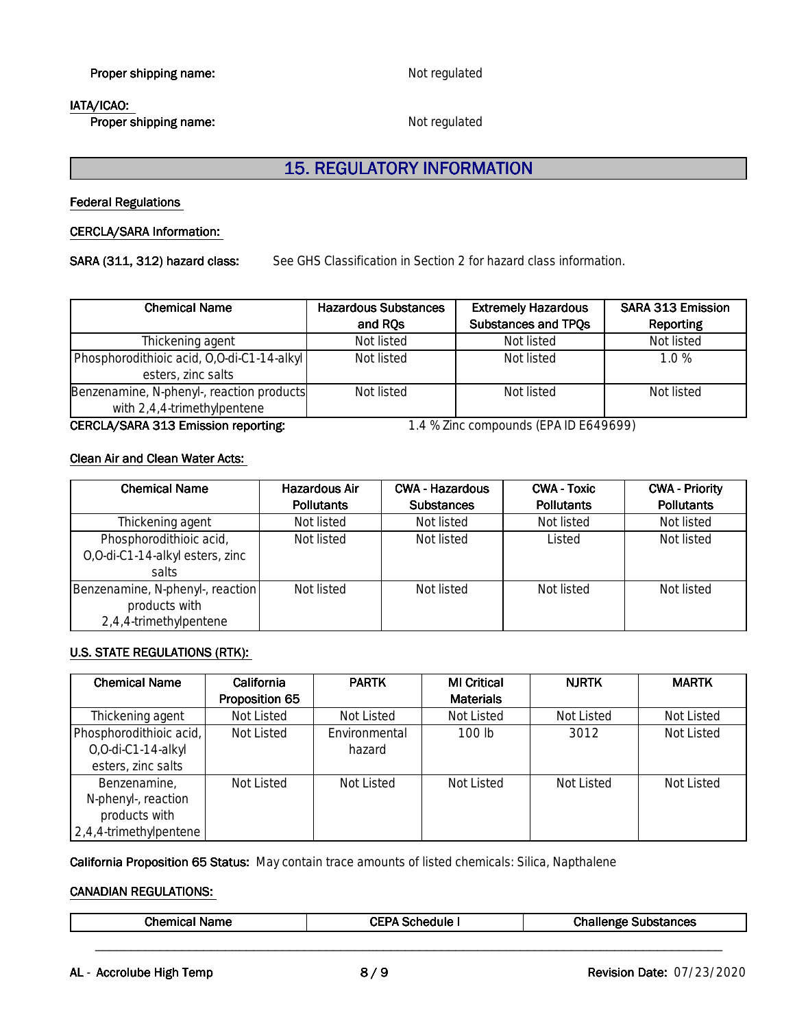**Proper shipping name:** Not regulated

**IATA/ICAO:**

**Proper shipping name:** Not regulated

## 15. REGULATORY INFORMATION

### Federal Regulations

**CERCLA/SARA Information:**

**SARA (311, 312) hazard class:** See GHS Classification in Section 2 for hazard class information.

| Chemical Name | Hazardous Substances and RQs | Extremely Hazardous Substances and TPQs | SARA 313 Emission Reporting |
|---|---|---|---|
| Thickening agent | Not listed | Not listed | Not listed |
| Phosphorodithioic acid, O,O-di-C1-14-alkyl esters, zinc salts | Not listed | Not listed | 1.0 % |
| Benzenamine, N-phenyl-, reaction products with 2,4,4-trimethylpentene | Not listed | Not listed | Not listed |

**CERCLA/SARA 313 Emission reporting:** 1.4 % Zinc compounds (EPA ID E649699)

**Clean Air and Clean Water Acts:**

| Chemical Name | Hazardous Air Pollutants | CWA - Hazardous Substances | CWA - Toxic Pollutants | CWA - Priority Pollutants |
|---|---|---|---|---|
| Thickening agent | Not listed | Not listed | Not listed | Not listed |
| Phosphorodithioic acid, O,O-di-C1-14-alkyl esters, zinc salts | Not listed | Not listed | Listed | Not listed |
| Benzenamine, N-phenyl-, reaction products with 2,4,4-trimethylpentene | Not listed | Not listed | Not listed | Not listed |

### U.S. STATE REGULATIONS (RTK):

| Chemical Name | California Proposition 65 | PARTK | MI Critical Materials | NJRTK | MARTK |
|---|---|---|---|---|---|
| Thickening agent | Not Listed | Not Listed | Not Listed | Not Listed | Not Listed |
| Phosphorodithioic acid, O,O-di-C1-14-alkyl esters, zinc salts | Not Listed | Environmental hazard | 100 lb | 3012 | Not Listed |
| Benzenamine, N-phenyl-, reaction products with 2,4,4-trimethylpentene | Not Listed | Not Listed | Not Listed | Not Listed | Not Listed |

**California Proposition 65 Status:** May contain trace amounts of listed chemicals: Silica, Napthalene

### CANADIAN REGULATIONS:

| Chemical Name | CEPA Schedule I | Challenge Substances |
|---|---|---|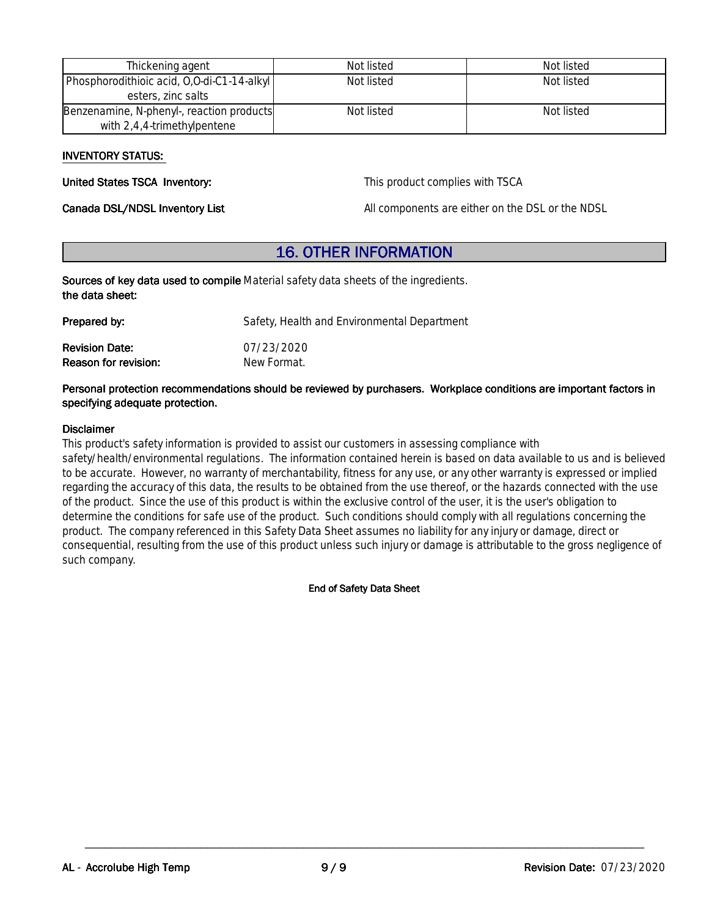| | | |
|---|---|---|
| Thickening agent | Not listed | Not listed |
| Phosphorodithioic acid, O,O-di-C1-14-alkyl esters, zinc salts | Not listed | Not listed |
| Benzenamine, N-phenyl-, reaction products with 2,4,4-trimethylpentene | Not listed | Not listed |

**INVENTORY STATUS:**

**United States TSCA Inventory:** This product complies with TSCA

**Canada DSL/NDSL Inventory List** All components are either on the DSL or the NDSL

## 16. OTHER INFORMATION

**Sources of key data used to compile the data sheet:** Material safety data sheets of the ingredients.

**Prepared by:** Safety, Health and Environmental Department

**Revision Date:** 07/23/2020
**Reason for revision:** New Format.

**Personal protection recommendations should be reviewed by purchasers. Workplace conditions are important factors in specifying adequate protection.**

**Disclaimer**

This product's safety information is provided to assist our customers in assessing compliance with safety/health/environmental regulations. The information contained herein is based on data available to us and is believed to be accurate. However, no warranty of merchantability, fitness for any use, or any other warranty is expressed or implied regarding the accuracy of this data, the results to be obtained from the use thereof, or the hazards connected with the use of the product. Since the use of this product is within the exclusive control of the user, it is the user's obligation to determine the conditions for safe use of the product. Such conditions should comply with all regulations concerning the product. The company referenced in this Safety Data Sheet assumes no liability for any injury or damage, direct or consequential, resulting from the use of this product unless such injury or damage is attributable to the gross negligence of such company.

**End of Safety Data Sheet**